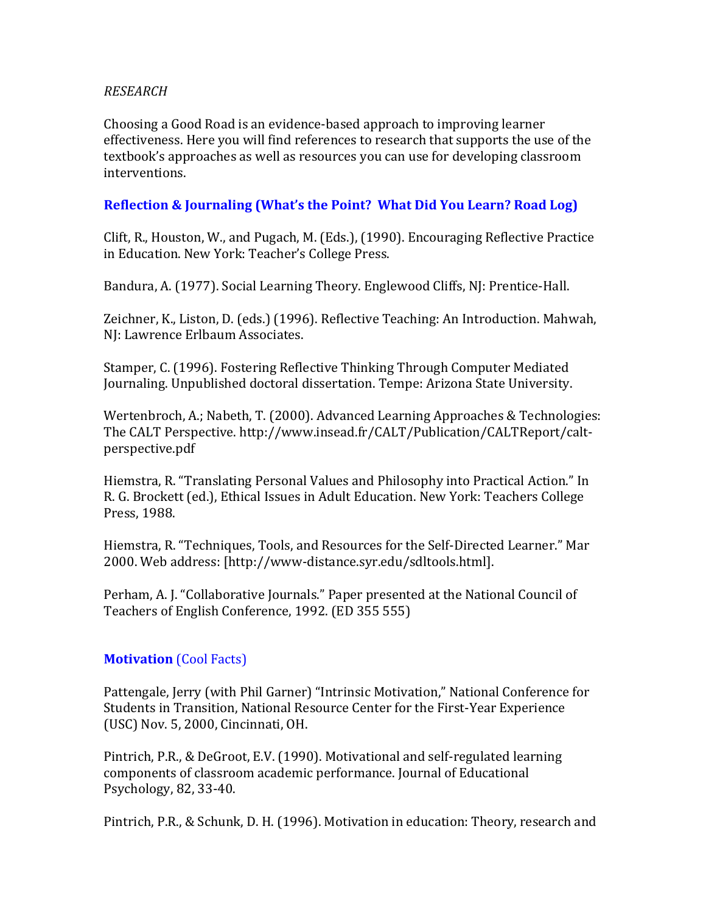*RESEARCH*

Choosing a Good Road is an evidence-based approach to improving learner effectiveness. Here you will find references to research that supports the use of the textbook's approaches as well as resources you can use for developing classroom interventions.

## Reflection & Journaling (What's the Point? What Did You Learn? Road Log)

Clift, R., Houston, W., and Pugach, M. (Eds.), (1990). Encouraging Reflective Practice in Education. New York: Teacher's College Press.

Bandura, A. (1977). Social Learning Theory. Englewood Cliffs, NJ: Prentice-Hall.

Zeichner, K., Liston, D. (eds.) (1996). Reflective Teaching: An Introduction. Mahwah, NJ: Lawrence Erlbaum Associates.

Stamper, C. (1996). Fostering Reflective Thinking Through Computer Mediated Journaling. Unpublished doctoral dissertation. Tempe: Arizona State University.

Wertenbroch, A.; Nabeth, T. (2000). Advanced Learning Approaches & Technologies: The CALT Perspective. http://www.insead.fr/CALT/Publication/CALTReport/calt-perspective.pdf

Hiemstra, R. "Translating Personal Values and Philosophy into Practical Action." In R. G. Brockett (ed.), Ethical Issues in Adult Education. New York: Teachers College Press, 1988.

Hiemstra, R. "Techniques, Tools, and Resources for the Self-Directed Learner." Mar 2000. Web address: [http://www-distance.syr.edu/sdltools.html].

Perham, A. J. "Collaborative Journals." Paper presented at the National Council of Teachers of English Conference, 1992. (ED 355 555)

## **Motivation** (Cool Facts)

Pattengale, Jerry (with Phil Garner) "Intrinsic Motivation," National Conference for Students in Transition, National Resource Center for the First-Year Experience (USC) Nov. 5, 2000, Cincinnati, OH.

Pintrich, P.R., & DeGroot, E.V. (1990). Motivational and self-regulated learning components of classroom academic performance. Journal of Educational Psychology, 82, 33-40.

Pintrich, P.R., & Schunk, D. H. (1996). Motivation in education: Theory, research and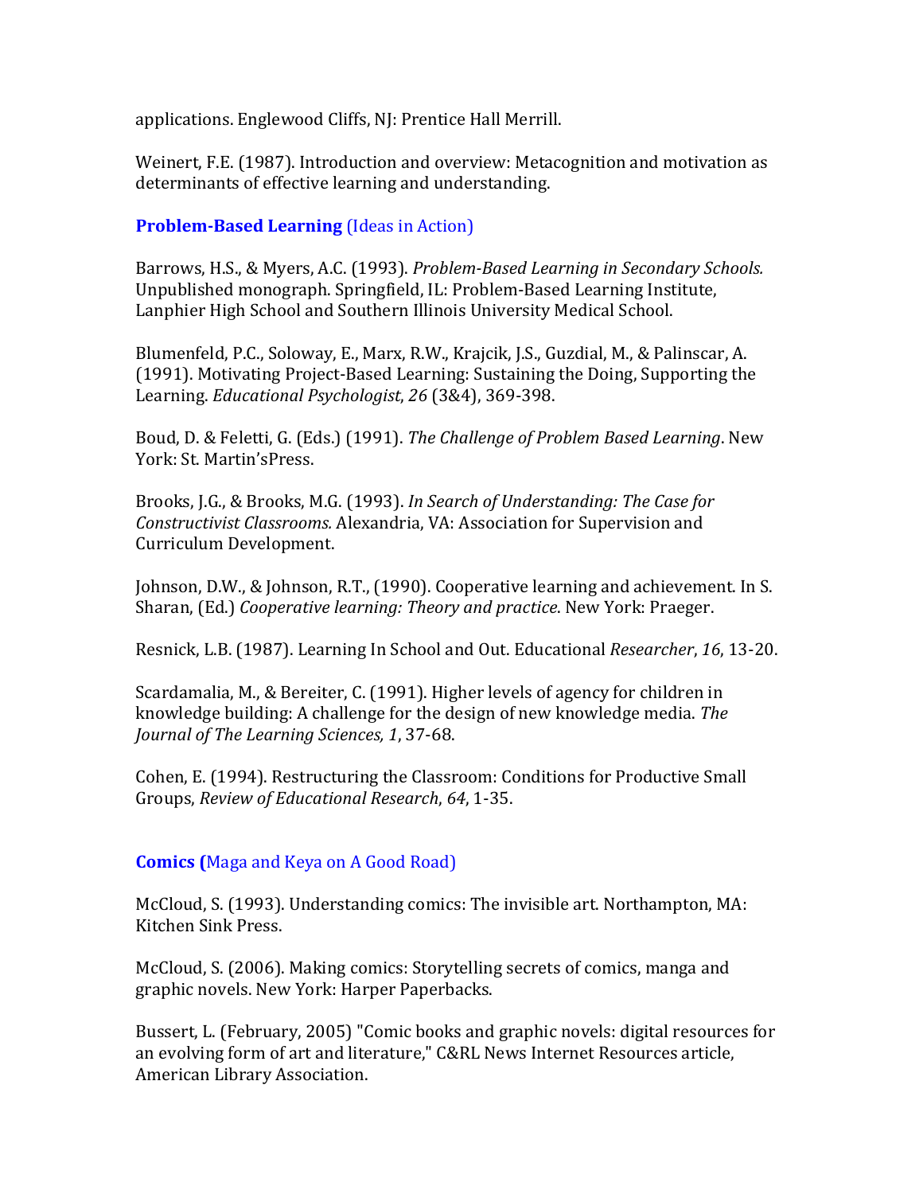applications. Englewood Cliffs, NJ: Prentice Hall Merrill.

Weinert, F.E. (1987). Introduction and overview: Metacognition and motivation as determinants of effective learning and understanding.

**Problem-Based Learning** (Ideas in Action)

Barrows, H.S., & Myers, A.C. (1993). *Problem-Based Learning in Secondary Schools.* Unpublished monograph. Springfield, IL: Problem-Based Learning Institute, Lanphier High School and Southern Illinois University Medical School.

Blumenfeld, P.C., Soloway, E., Marx, R.W., Krajcik, J.S., Guzdial, M., & Palinscar, A. (1991). Motivating Project-Based Learning: Sustaining the Doing, Supporting the Learning. *Educational Psychologist*, *26* (3&4), 369-398.

Boud, D. & Feletti, G. (Eds.) (1991). *The Challenge of Problem Based Learning*. New York: St. Martin'sPress.

Brooks, J.G., & Brooks, M.G. (1993). *In Search of Understanding: The Case for Constructivist Classrooms.* Alexandria, VA: Association for Supervision and Curriculum Development.

Johnson, D.W., & Johnson, R.T., (1990). Cooperative learning and achievement. In S. Sharan, (Ed.) *Cooperative learning: Theory and practice*. New York: Praeger.

Resnick, L.B. (1987). Learning In School and Out. Educational *Researcher*, *16*, 13-20.

Scardamalia, M., & Bereiter, C. (1991). Higher levels of agency for children in knowledge building: A challenge for the design of new knowledge media. *The Journal of The Learning Sciences, 1*, 37-68.

Cohen, E. (1994). Restructuring the Classroom: Conditions for Productive Small Groups, *Review of Educational Research*, *64*, 1-35.

**Comics (**Maga and Keya on A Good Road)

McCloud, S. (1993). Understanding comics: The invisible art. Northampton, MA: Kitchen Sink Press.

McCloud, S. (2006). Making comics: Storytelling secrets of comics, manga and graphic novels. New York: Harper Paperbacks.

Bussert, L. (February, 2005) "Comic books and graphic novels: digital resources for an evolving form of art and literature," C&RL News Internet Resources article, American Library Association.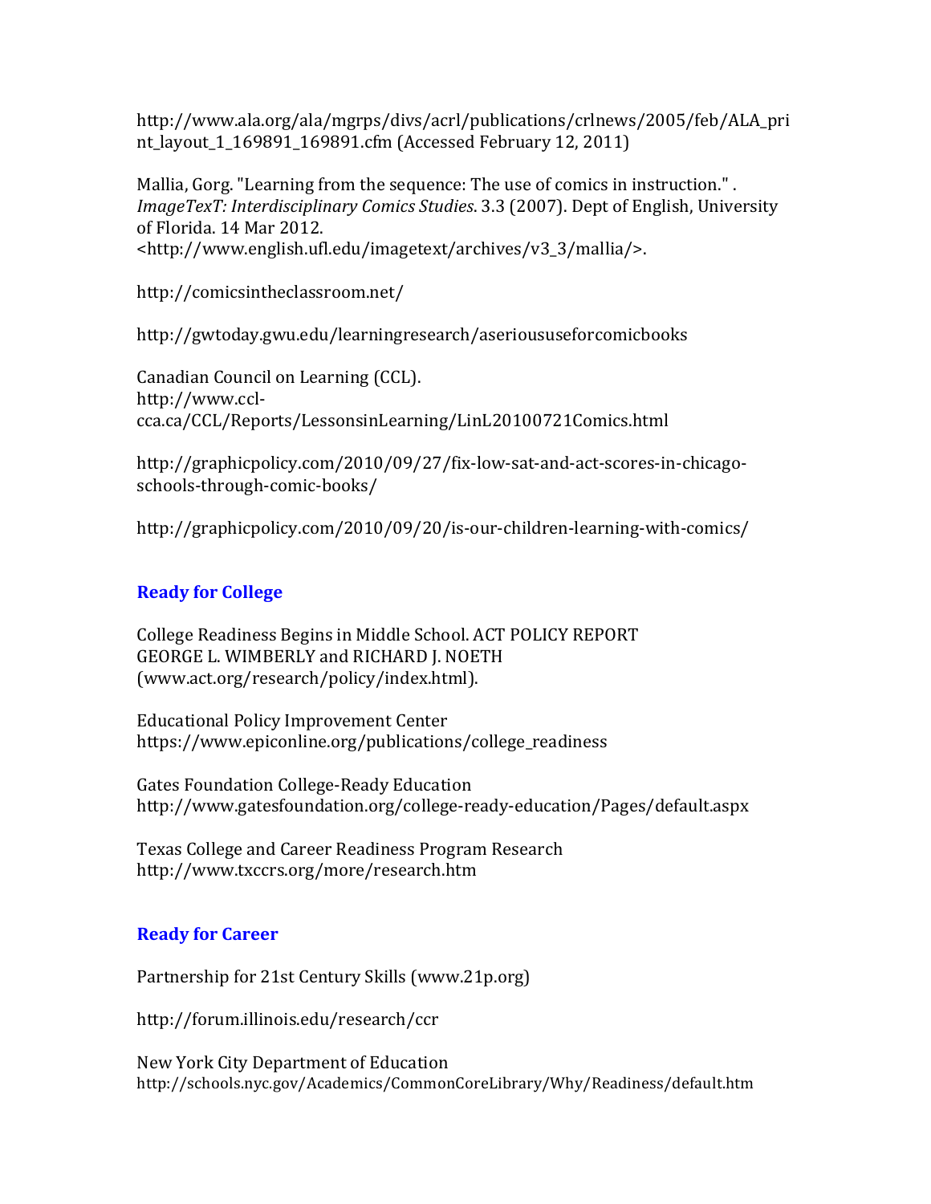http://www.ala.org/ala/mgrps/divs/acrl/publications/crlnews/2005/feb/ALA_print_layout_1_169891_169891.cfm (Accessed February 12, 2011)

Mallia, Gorg. "Learning from the sequence: The use of comics in instruction." . *ImageTexT: Interdisciplinary Comics Studies*. 3.3 (2007). Dept of English, University of Florida. 14 Mar 2012. <http://www.english.ufl.edu/imagetext/archives/v3_3/mallia/>.

http://comicsintheclassroom.net/

http://gwtoday.gwu.edu/learningresearch/aserioususeforcomicbooks

Canadian Council on Learning (CCL). http://www.ccl-cca.ca/CCL/Reports/LessonsinLearning/LinL20100721Comics.html

http://graphicpolicy.com/2010/09/27/fix-low-sat-and-act-scores-in-chicago-schools-through-comic-books/

http://graphicpolicy.com/2010/09/20/is-our-children-learning-with-comics/

## Ready for College

College Readiness Begins in Middle School. ACT POLICY REPORT
GEORGE L. WIMBERLY and RICHARD J. NOETH
(www.act.org/research/policy/index.html).

Educational Policy Improvement Center
https://www.epiconline.org/publications/college_readiness

Gates Foundation College-Ready Education
http://www.gatesfoundation.org/college-ready-education/Pages/default.aspx

Texas College and Career Readiness Program Research
http://www.txccrs.org/more/research.htm

## Ready for Career

Partnership for 21st Century Skills (www.21p.org)

http://forum.illinois.edu/research/ccr

New York City Department of Education
http://schools.nyc.gov/Academics/CommonCoreLibrary/Why/Readiness/default.htm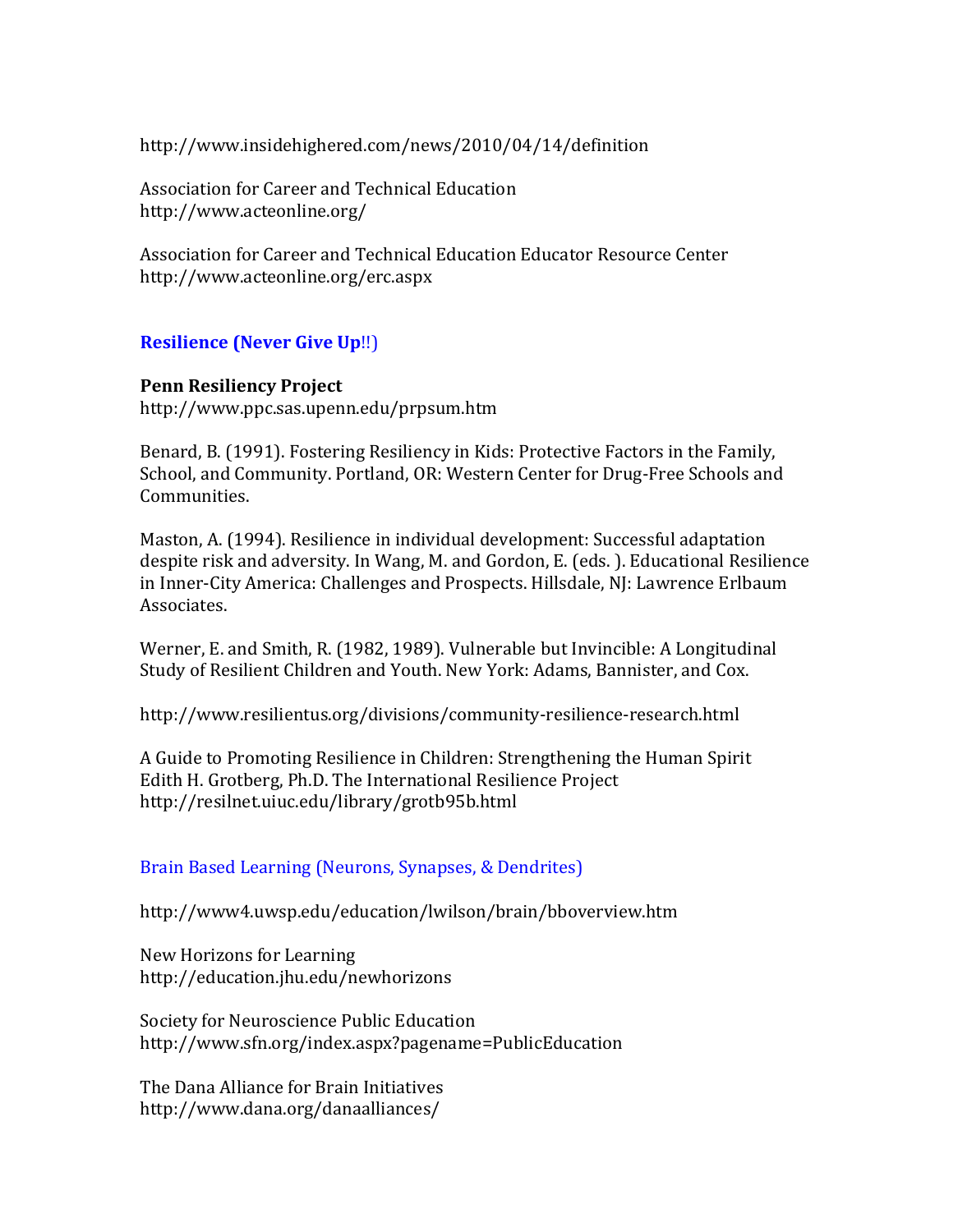http://www.insidehighered.com/news/2010/04/14/definition

Association for Career and Technical Education
http://www.acteonline.org/

Association for Career and Technical Education Educator Resource Center
http://www.acteonline.org/erc.aspx

## Resilience (Never Give Up!!)

**Penn Resiliency Project**
http://www.ppc.sas.upenn.edu/prpsum.htm

Benard, B. (1991). Fostering Resiliency in Kids: Protective Factors in the Family, School, and Community. Portland, OR: Western Center for Drug-Free Schools and Communities.

Maston, A. (1994). Resilience in individual development: Successful adaptation despite risk and adversity. In Wang, M. and Gordon, E. (eds. ). Educational Resilience in Inner-City America: Challenges and Prospects. Hillsdale, NJ: Lawrence Erlbaum Associates.

Werner, E. and Smith, R. (1982, 1989). Vulnerable but Invincible: A Longitudinal Study of Resilient Children and Youth. New York: Adams, Bannister, and Cox.

http://www.resilientus.org/divisions/community-resilience-research.html

A Guide to Promoting Resilience in Children: Strengthening the Human Spirit
Edith H. Grotberg, Ph.D. The International Resilience Project
http://resilnet.uiuc.edu/library/grotb95b.html

## Brain Based Learning (Neurons, Synapses, & Dendrites)

http://www4.uwsp.edu/education/lwilson/brain/bboverview.htm

New Horizons for Learning
http://education.jhu.edu/newhorizons

Society for Neuroscience Public Education
http://www.sfn.org/index.aspx?pagename=PublicEducation

The Dana Alliance for Brain Initiatives
http://www.dana.org/danaalliances/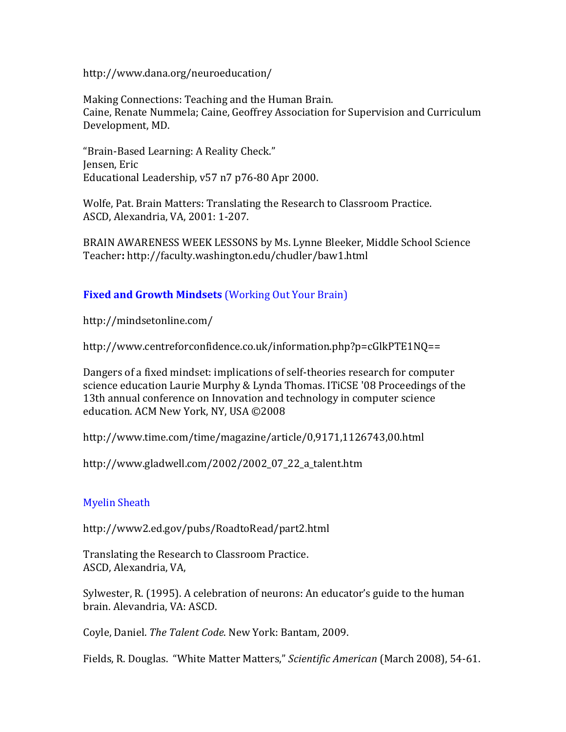http://www.dana.org/neuroeducation/

Making Connections: Teaching and the Human Brain.
Caine, Renate Nummela; Caine, Geoffrey Association for Supervision and Curriculum Development, MD.

"Brain-Based Learning: A Reality Check."
Jensen, Eric
Educational Leadership, v57 n7 p76-80 Apr 2000.

Wolfe, Pat. Brain Matters: Translating the Research to Classroom Practice.
ASCD, Alexandria, VA, 2001: 1-207.

BRAIN AWARENESS WEEK LESSONS by Ms. Lynne Bleeker, Middle School Science Teacher**:** http://faculty.washington.edu/chudler/baw1.html

**Fixed and Growth Mindsets** (Working Out Your Brain)

http://mindsetonline.com/

http://www.centreforconfidence.co.uk/information.php?p=cGlkPTE1NQ==

Dangers of a fixed mindset: implications of self-theories research for computer science education Laurie Murphy & Lynda Thomas. ITiCSE '08 Proceedings of the 13th annual conference on Innovation and technology in computer science education. ACM New York, NY, USA ©2008

http://www.time.com/time/magazine/article/0,9171,1126743,00.html

http://www.gladwell.com/2002/2002_07_22_a_talent.htm

Myelin Sheath

http://www2.ed.gov/pubs/RoadtoRead/part2.html

Translating the Research to Classroom Practice.
ASCD, Alexandria, VA,

Sylwester, R. (1995). A celebration of neurons: An educator's guide to the human brain. Alevandria, VA: ASCD.

Coyle, Daniel. *The Talent Code*. New York: Bantam, 2009.

Fields, R. Douglas. "White Matter Matters," *Scientific American* (March 2008), 54-61.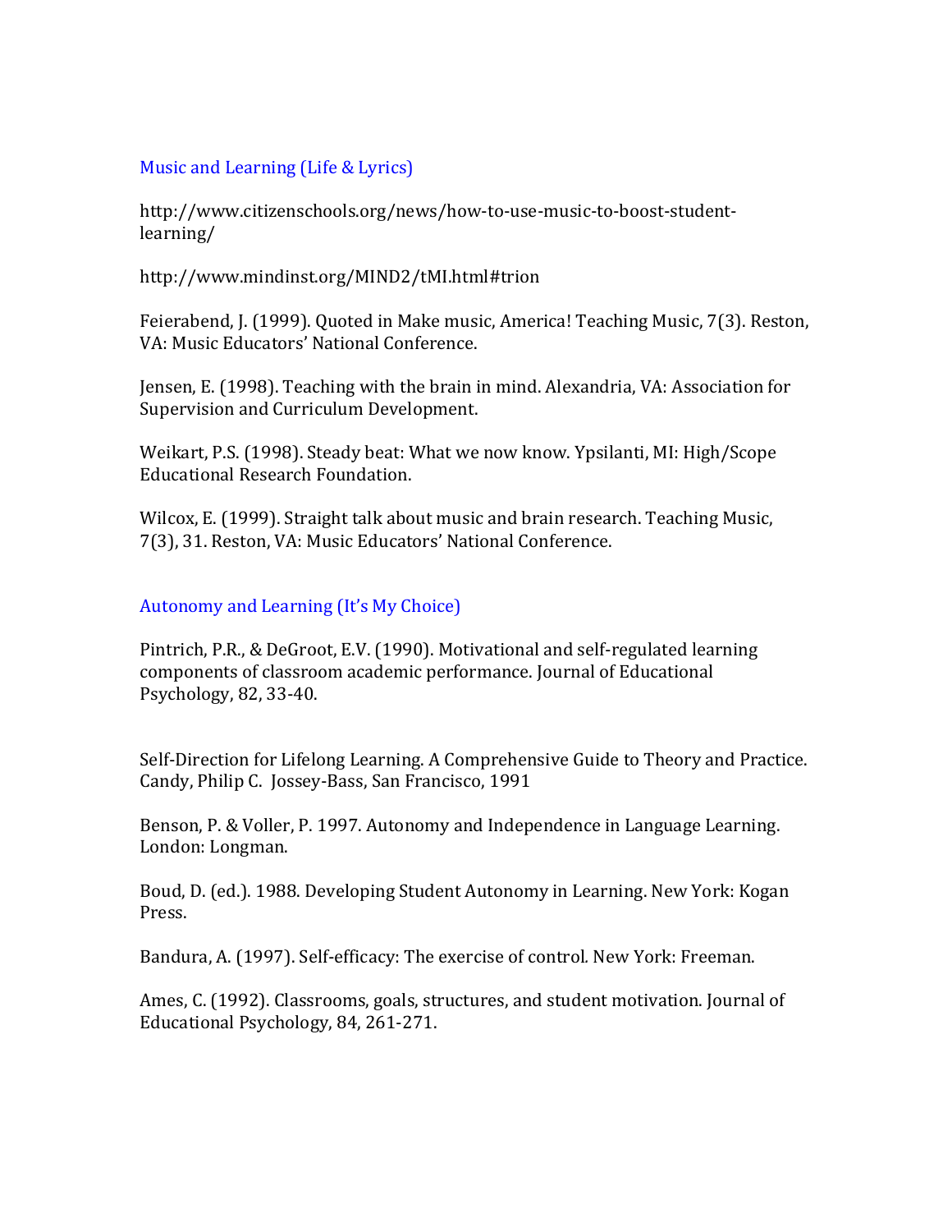## Music and Learning (Life & Lyrics)

http://www.citizenschools.org/news/how-to-use-music-to-boost-student-learning/

http://www.mindinst.org/MIND2/tMI.html#trion

Feierabend, J. (1999). Quoted in Make music, America! Teaching Music, 7(3). Reston, VA: Music Educators' National Conference.

Jensen, E. (1998). Teaching with the brain in mind. Alexandria, VA: Association for Supervision and Curriculum Development.

Weikart, P.S. (1998). Steady beat: What we now know. Ypsilanti, MI: High/Scope Educational Research Foundation.

Wilcox, E. (1999). Straight talk about music and brain research. Teaching Music, 7(3), 31. Reston, VA: Music Educators' National Conference.

## Autonomy and Learning (It's My Choice)

Pintrich, P.R., & DeGroot, E.V. (1990). Motivational and self-regulated learning components of classroom academic performance. Journal of Educational Psychology, 82, 33-40.

Self-Direction for Lifelong Learning. A Comprehensive Guide to Theory and Practice. Candy, Philip C. Jossey-Bass, San Francisco, 1991

Benson, P. & Voller, P. 1997. Autonomy and Independence in Language Learning. London: Longman.

Boud, D. (ed.). 1988. Developing Student Autonomy in Learning. New York: Kogan Press.

Bandura, A. (1997). Self-efficacy: The exercise of control. New York: Freeman.

Ames, C. (1992). Classrooms, goals, structures, and student motivation. Journal of Educational Psychology, 84, 261-271.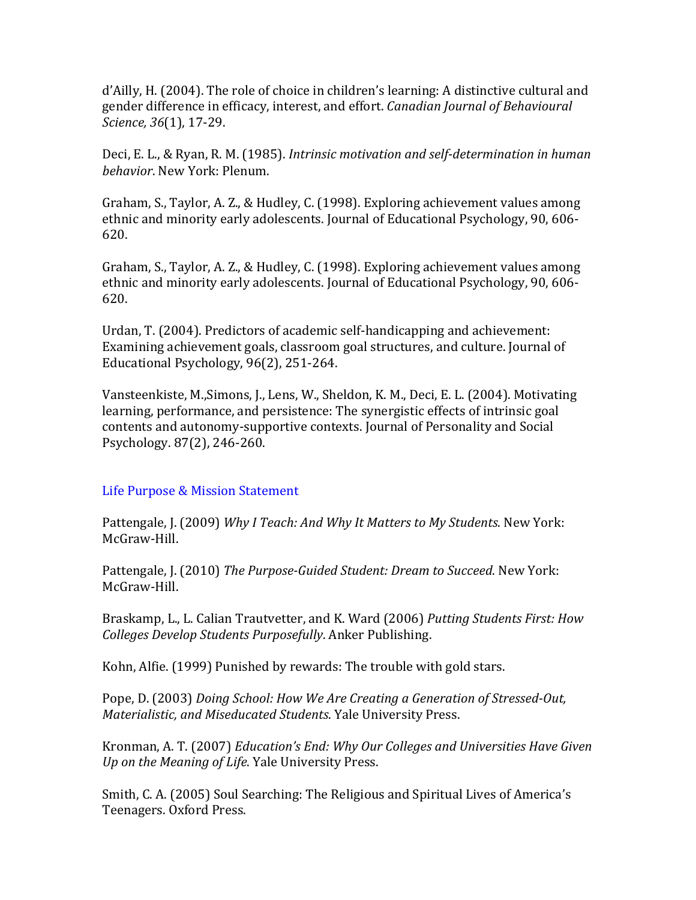d'Ailly, H. (2004). The role of choice in children's learning: A distinctive cultural and gender difference in efficacy, interest, and effort. *Canadian Journal of Behavioural Science, 36*(1), 17-29.

Deci, E. L., & Ryan, R. M. (1985). *Intrinsic motivation and self-determination in human behavior*. New York: Plenum.

Graham, S., Taylor, A. Z., & Hudley, C. (1998). Exploring achievement values among ethnic and minority early adolescents. Journal of Educational Psychology, 90, 606-620.

Graham, S., Taylor, A. Z., & Hudley, C. (1998). Exploring achievement values among ethnic and minority early adolescents. Journal of Educational Psychology, 90, 606-620.

Urdan, T. (2004). Predictors of academic self-handicapping and achievement: Examining achievement goals, classroom goal structures, and culture. Journal of Educational Psychology, 96(2), 251-264.

Vansteenkiste, M.,Simons, J., Lens, W., Sheldon, K. M., Deci, E. L. (2004). Motivating learning, performance, and persistence: The synergistic effects of intrinsic goal contents and autonomy-supportive contexts. Journal of Personality and Social Psychology. 87(2), 246-260.

## Life Purpose & Mission Statement

Pattengale, J. (2009) *Why I Teach: And Why It Matters to My Students*. New York: McGraw-Hill.

Pattengale, J. (2010) *The Purpose-Guided Student: Dream to Succeed*. New York: McGraw-Hill.

Braskamp, L., L. Calian Trautvetter, and K. Ward (2006) *Putting Students First: How Colleges Develop Students Purposefully*. Anker Publishing.

Kohn, Alfie. (1999) Punished by rewards: The trouble with gold stars.

Pope, D. (2003) *Doing School: How We Are Creating a Generation of Stressed-Out, Materialistic, and Miseducated Students*. Yale University Press.

Kronman, A. T. (2007) *Education's End: Why Our Colleges and Universities Have Given Up on the Meaning of Life*. Yale University Press.

Smith, C. A. (2005) Soul Searching: The Religious and Spiritual Lives of America's Teenagers. Oxford Press.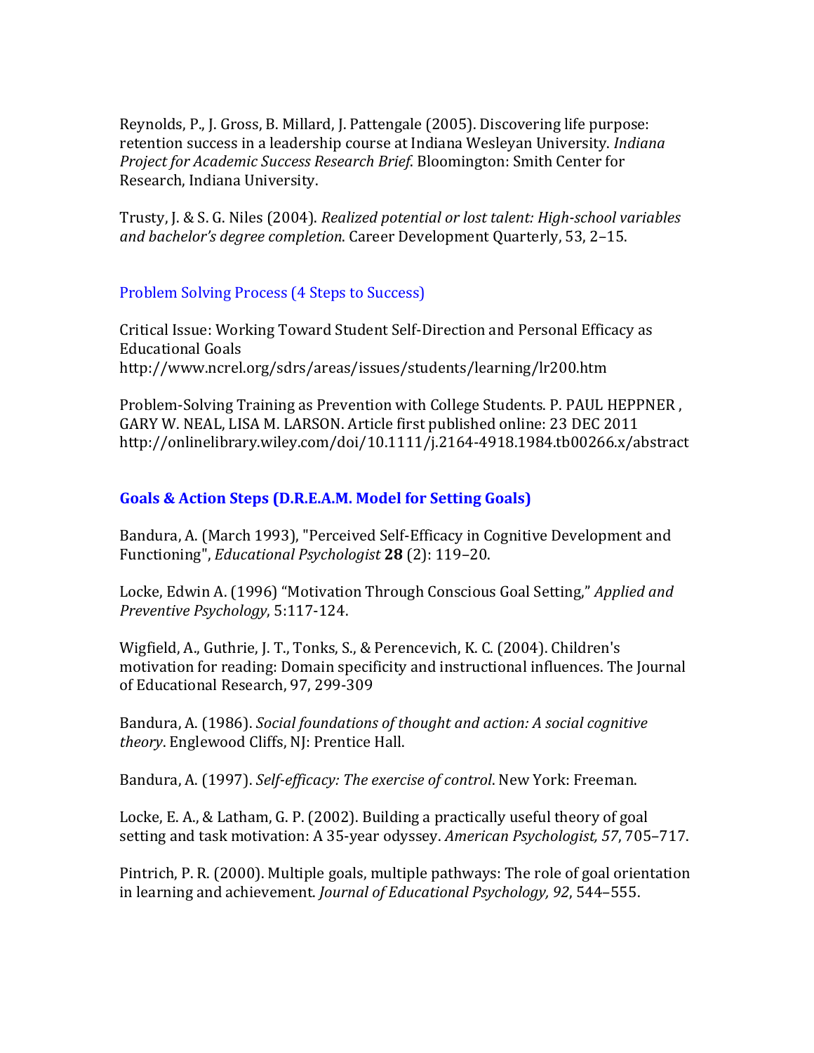Reynolds, P., J. Gross, B. Millard, J. Pattengale (2005). Discovering life purpose: retention success in a leadership course at Indiana Wesleyan University. *Indiana Project for Academic Success Research Brief*. Bloomington: Smith Center for Research, Indiana University.

Trusty, J. & S. G. Niles (2004). *Realized potential or lost talent: High-school variables and bachelor's degree completion*. Career Development Quarterly, 53, 2–15.

## Problem Solving Process (4 Steps to Success)

Critical Issue: Working Toward Student Self-Direction and Personal Efficacy as Educational Goals
http://www.ncrel.org/sdrs/areas/issues/students/learning/lr200.htm

Problem-Solving Training as Prevention with College Students. P. PAUL HEPPNER , GARY W. NEAL, LISA M. LARSON. Article first published online: 23 DEC 2011
http://onlinelibrary.wiley.com/doi/10.1111/j.2164-4918.1984.tb00266.x/abstract

## **Goals & Action Steps (D.R.E.A.M. Model for Setting Goals)**

Bandura, A. (March 1993), "Perceived Self-Efficacy in Cognitive Development and Functioning", *Educational Psychologist* **28** (2): 119–20.

Locke, Edwin A. (1996) "Motivation Through Conscious Goal Setting," *Applied and Preventive Psychology*, 5:117-124.

Wigfield, A., Guthrie, J. T., Tonks, S., & Perencevich, K. C. (2004). Children's motivation for reading: Domain specificity and instructional influences. The Journal of Educational Research, 97, 299-309

Bandura, A. (1986). *Social foundations of thought and action: A social cognitive theory*. Englewood Cliffs, NJ: Prentice Hall.

Bandura, A. (1997). *Self-efficacy: The exercise of control*. New York: Freeman.

Locke, E. A., & Latham, G. P. (2002). Building a practically useful theory of goal setting and task motivation: A 35-year odyssey. *American Psychologist, 57*, 705–717.

Pintrich, P. R. (2000). Multiple goals, multiple pathways: The role of goal orientation in learning and achievement. *Journal of Educational Psychology, 92*, 544–555.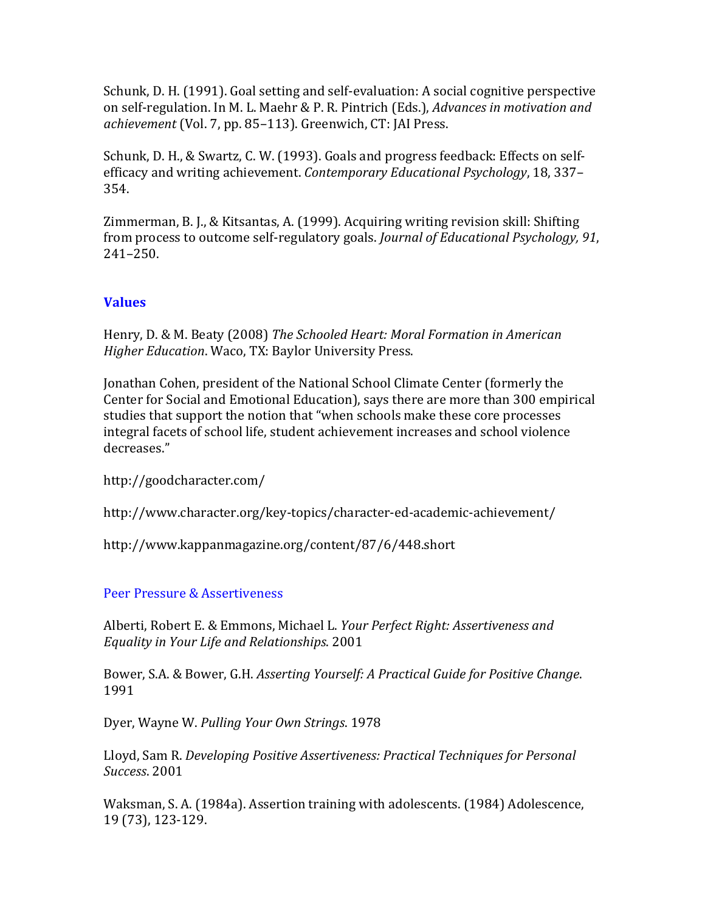Schunk, D. H. (1991). Goal setting and self-evaluation: A social cognitive perspective on self-regulation. In M. L. Maehr & P. R. Pintrich (Eds.), *Advances in motivation and achievement* (Vol. 7, pp. 85–113). Greenwich, CT: JAI Press.

Schunk, D. H., & Swartz, C. W. (1993). Goals and progress feedback: Effects on self-efficacy and writing achievement. *Contemporary Educational Psychology*, 18, 337–354.

Zimmerman, B. J., & Kitsantas, A. (1999). Acquiring writing revision skill: Shifting from process to outcome self-regulatory goals. *Journal of Educational Psychology, 91*, 241–250.

## Values

Henry, D. & M. Beaty (2008) *The Schooled Heart: Moral Formation in American Higher Education*. Waco, TX: Baylor University Press.

Jonathan Cohen, president of the National School Climate Center (formerly the Center for Social and Emotional Education), says there are more than 300 empirical studies that support the notion that "when schools make these core processes integral facets of school life, student achievement increases and school violence decreases."

http://goodcharacter.com/

http://www.character.org/key-topics/character-ed-academic-achievement/

http://www.kappanmagazine.org/content/87/6/448.short

## Peer Pressure & Assertiveness

Alberti, Robert E. & Emmons, Michael L. *Your Perfect Right: Assertiveness and Equality in Your Life and Relationships*. 2001

Bower, S.A. & Bower, G.H. *Asserting Yourself: A Practical Guide for Positive Change*. 1991

Dyer, Wayne W. *Pulling Your Own Strings*. 1978

Lloyd, Sam R. *Developing Positive Assertiveness: Practical Techniques for Personal Success*. 2001

Waksman, S. A. (1984a). Assertion training with adolescents. (1984) Adolescence, 19 (73), 123-129.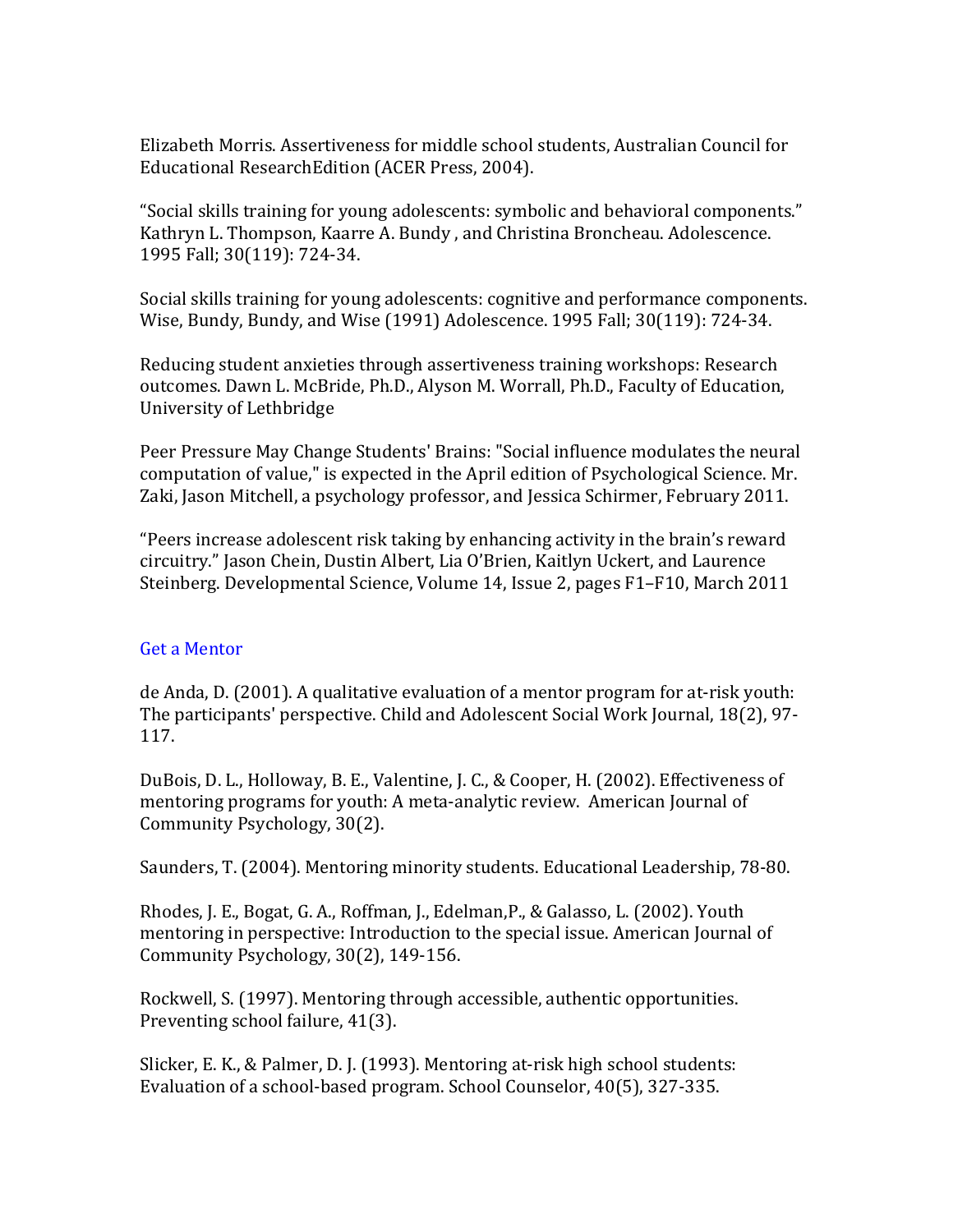Elizabeth Morris. Assertiveness for middle school students, Australian Council for Educational ResearchEdition (ACER Press, 2004).

“Social skills training for young adolescents: symbolic and behavioral components.” Kathryn L. Thompson, Kaarre A. Bundy , and Christina Broncheau. Adolescence. 1995 Fall; 30(119): 724-34.

Social skills training for young adolescents: cognitive and performance components. Wise, Bundy, Bundy, and Wise (1991) Adolescence. 1995 Fall; 30(119): 724-34.

Reducing student anxieties through assertiveness training workshops: Research outcomes. Dawn L. McBride, Ph.D., Alyson M. Worrall, Ph.D., Faculty of Education, University of Lethbridge

Peer Pressure May Change Students' Brains: "Social influence modulates the neural computation of value," is expected in the April edition of Psychological Science. Mr. Zaki, Jason Mitchell, a psychology professor, and Jessica Schirmer, February 2011.

“Peers increase adolescent risk taking by enhancing activity in the brain’s reward circuitry.” Jason Chein, Dustin Albert, Lia O’Brien, Kaitlyn Uckert, and Laurence Steinberg. Developmental Science, Volume 14, Issue 2, pages F1–F10, March 2011

Get a Mentor

de Anda, D. (2001). A qualitative evaluation of a mentor program for at-risk youth: The participants' perspective. Child and Adolescent Social Work Journal, 18(2), 97-117.

DuBois, D. L., Holloway, B. E., Valentine, J. C., & Cooper, H. (2002). Effectiveness of mentoring programs for youth: A meta-analytic review. American Journal of Community Psychology, 30(2).

Saunders, T. (2004). Mentoring minority students. Educational Leadership, 78-80.

Rhodes, J. E., Bogat, G. A., Roffman, J., Edelman,P., & Galasso, L. (2002). Youth mentoring in perspective: Introduction to the special issue. American Journal of Community Psychology, 30(2), 149-156.

Rockwell, S. (1997). Mentoring through accessible, authentic opportunities. Preventing school failure, 41(3).

Slicker, E. K., & Palmer, D. J. (1993). Mentoring at-risk high school students: Evaluation of a school-based program. School Counselor, 40(5), 327-335.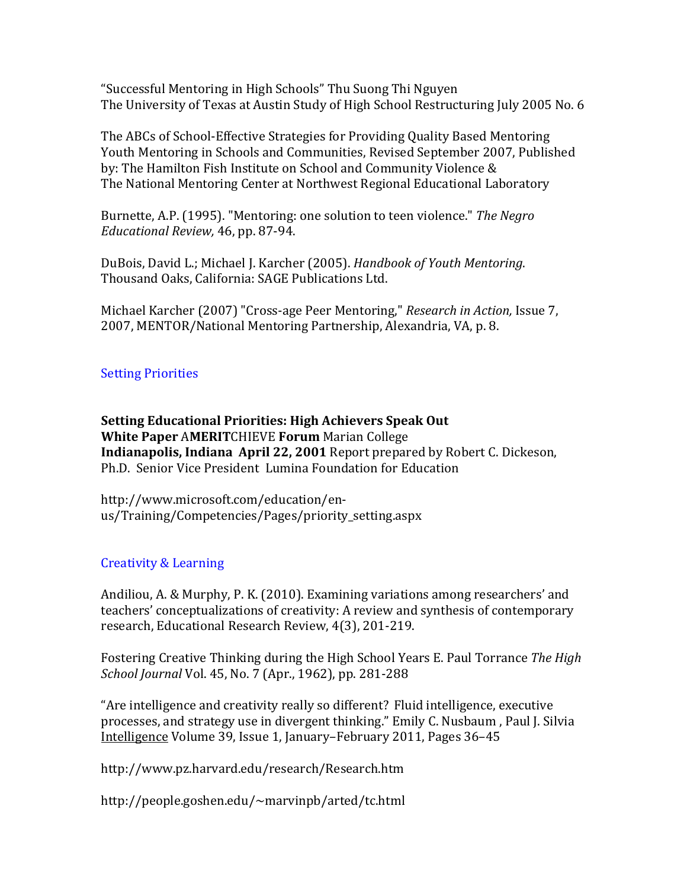"Successful Mentoring in High Schools" Thu Suong Thi Nguyen
The University of Texas at Austin Study of High School Restructuring July 2005 No. 6

The ABCs of School-Effective Strategies for Providing Quality Based Mentoring Youth Mentoring in Schools and Communities, Revised September 2007, Published by: The Hamilton Fish Institute on School and Community Violence & The National Mentoring Center at Northwest Regional Educational Laboratory

Burnette, A.P. (1995). "Mentoring: one solution to teen violence." *The Negro Educational Review,* 46, pp. 87-94.

DuBois, David L.; Michael J. Karcher (2005). *Handbook of Youth Mentoring*. Thousand Oaks, California: SAGE Publications Ltd.

Michael Karcher (2007) "Cross-age Peer Mentoring," *Research in Action,* Issue 7, 2007, MENTOR/National Mentoring Partnership, Alexandria, VA, p. 8.

## Setting Priorities

**Setting Educational Priorities: High Achievers Speak Out**
**White Paper** A**MERIT**CHIEVE **Forum** Marian College
**Indianapolis, Indiana April 22, 2001** Report prepared by Robert C. Dickeson, Ph.D. Senior Vice President Lumina Foundation for Education

http://www.microsoft.com/education/en-us/Training/Competencies/Pages/priority_setting.aspx

## Creativity & Learning

Andiliou, A. & Murphy, P. K. (2010). Examining variations among researchers' and teachers' conceptualizations of creativity: A review and synthesis of contemporary research, Educational Research Review, 4(3), 201-219.

Fostering Creative Thinking during the High School Years E. Paul Torrance *The High School Journal* Vol. 45, No. 7 (Apr., 1962), pp. 281-288

"Are intelligence and creativity really so different? Fluid intelligence, executive processes, and strategy use in divergent thinking." Emily C. Nusbaum , Paul J. Silvia Intelligence Volume 39, Issue 1, January–February 2011, Pages 36–45

http://www.pz.harvard.edu/research/Research.htm

http://people.goshen.edu/~marvinpb/arted/tc.html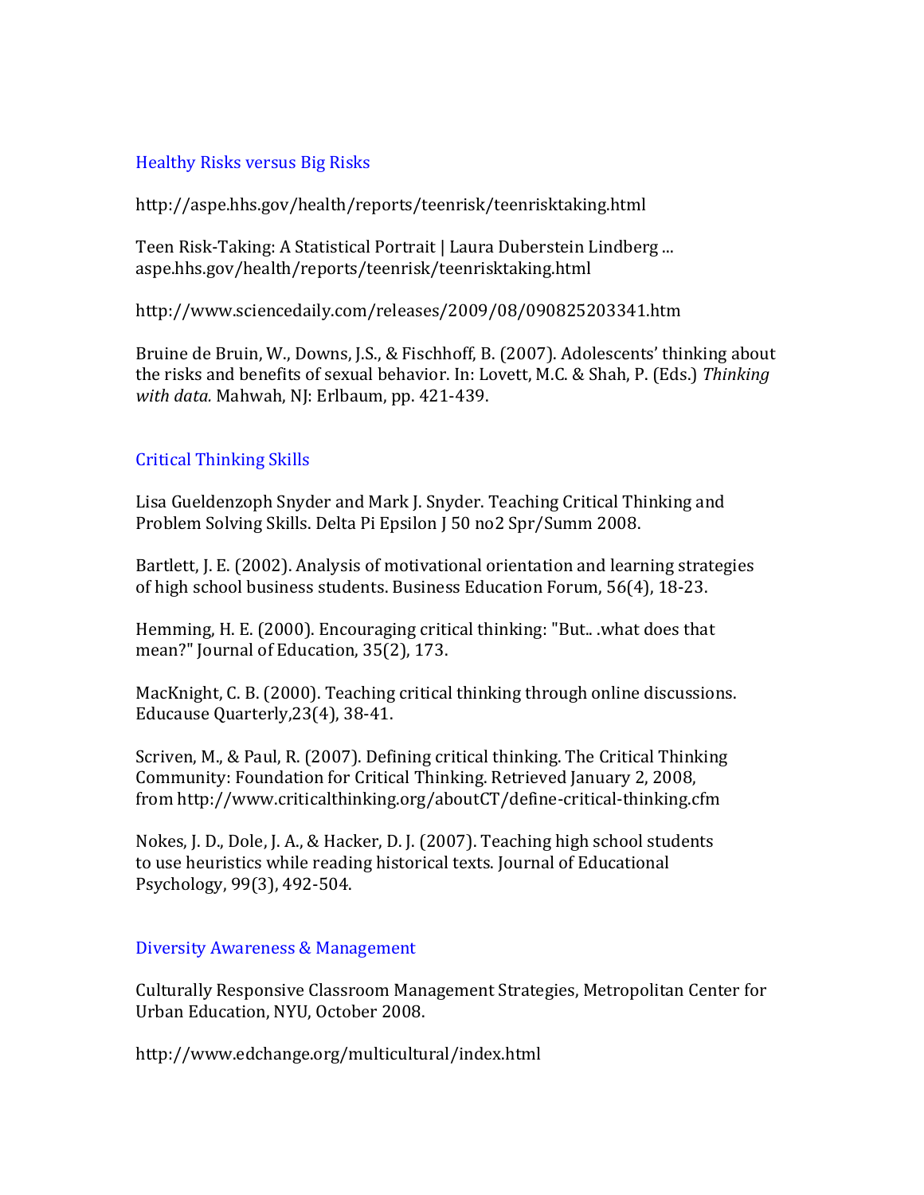## Healthy Risks versus Big Risks

http://aspe.hhs.gov/health/reports/teenrisk/teenrisktaking.html

Teen Risk-Taking: A Statistical Portrait | Laura Duberstein Lindberg ...
aspe.hhs.gov/health/reports/teenrisk/teenrisktaking.html

http://www.sciencedaily.com/releases/2009/08/090825203341.htm

Bruine de Bruin, W., Downs, J.S., & Fischhoff, B. (2007). Adolescents' thinking about the risks and benefits of sexual behavior. In: Lovett, M.C. & Shah, P. (Eds.) *Thinking with data.* Mahwah, NJ: Erlbaum, pp. 421-439.

## Critical Thinking Skills

Lisa Gueldenzoph Snyder and Mark J. Snyder. Teaching Critical Thinking and Problem Solving Skills. Delta Pi Epsilon J 50 no2 Spr/Summ 2008.

Bartlett, J. E. (2002). Analysis of motivational orientation and learning strategies of high school business students. Business Education Forum, 56(4), 18-23.

Hemming, H. E. (2000). Encouraging critical thinking: "But.. .what does that mean?" Journal of Education, 35(2), 173.

MacKnight, C. B. (2000). Teaching critical thinking through online discussions. Educause Quarterly,23(4), 38-41.

Scriven, M., & Paul, R. (2007). Defining critical thinking. The Critical Thinking Community: Foundation for Critical Thinking. Retrieved January 2, 2008, from http://www.criticalthinking.org/aboutCT/define-critical-thinking.cfm

Nokes, J. D., Dole, J. A., & Hacker, D. J. (2007). Teaching high school students to use heuristics while reading historical texts. Journal of Educational Psychology, 99(3), 492-504.

## Diversity Awareness & Management

Culturally Responsive Classroom Management Strategies, Metropolitan Center for Urban Education, NYU, October 2008.

http://www.edchange.org/multicultural/index.html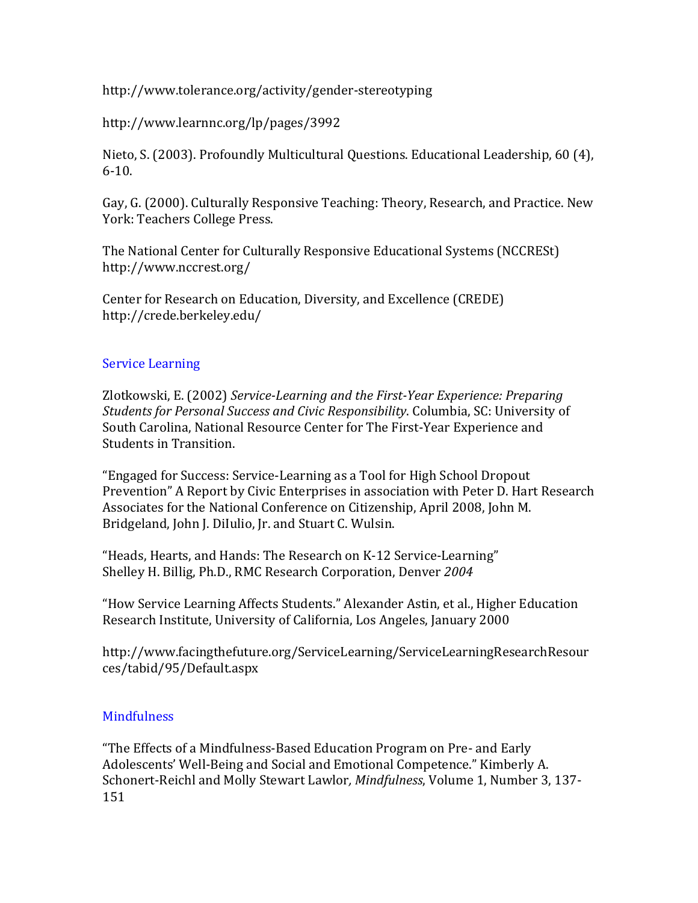http://www.tolerance.org/activity/gender-stereotyping

http://www.learnnc.org/lp/pages/3992

Nieto, S. (2003). Profoundly Multicultural Questions. Educational Leadership, 60 (4), 6-10.

Gay, G. (2000). Culturally Responsive Teaching: Theory, Research, and Practice. New York: Teachers College Press.

The National Center for Culturally Responsive Educational Systems (NCCRESt) http://www.nccrest.org/

Center for Research on Education, Diversity, and Excellence (CREDE) http://crede.berkeley.edu/

## Service Learning

Zlotkowski, E. (2002) *Service-Learning and the First-Year Experience: Preparing Students for Personal Success and Civic Responsibility*. Columbia, SC: University of South Carolina, National Resource Center for The First-Year Experience and Students in Transition.

"Engaged for Success: Service-Learning as a Tool for High School Dropout Prevention" A Report by Civic Enterprises in association with Peter D. Hart Research Associates for the National Conference on Citizenship, April 2008, John M. Bridgeland, John J. DiIulio, Jr. and Stuart C. Wulsin.

"Heads, Hearts, and Hands: The Research on K-12 Service-Learning" Shelley H. Billig, Ph.D., RMC Research Corporation, Denver *2004*

"How Service Learning Affects Students." Alexander Astin, et al., Higher Education Research Institute, University of California, Los Angeles, January 2000

http://www.facingthefuture.org/ServiceLearning/ServiceLearningResearchResources/tabid/95/Default.aspx

## Mindfulness

"The Effects of a Mindfulness-Based Education Program on Pre- and Early Adolescents' Well-Being and Social and Emotional Competence." Kimberly A. Schonert-Reichl and Molly Stewart Lawlor*, Mindfulness*, Volume 1, Number 3, 137-151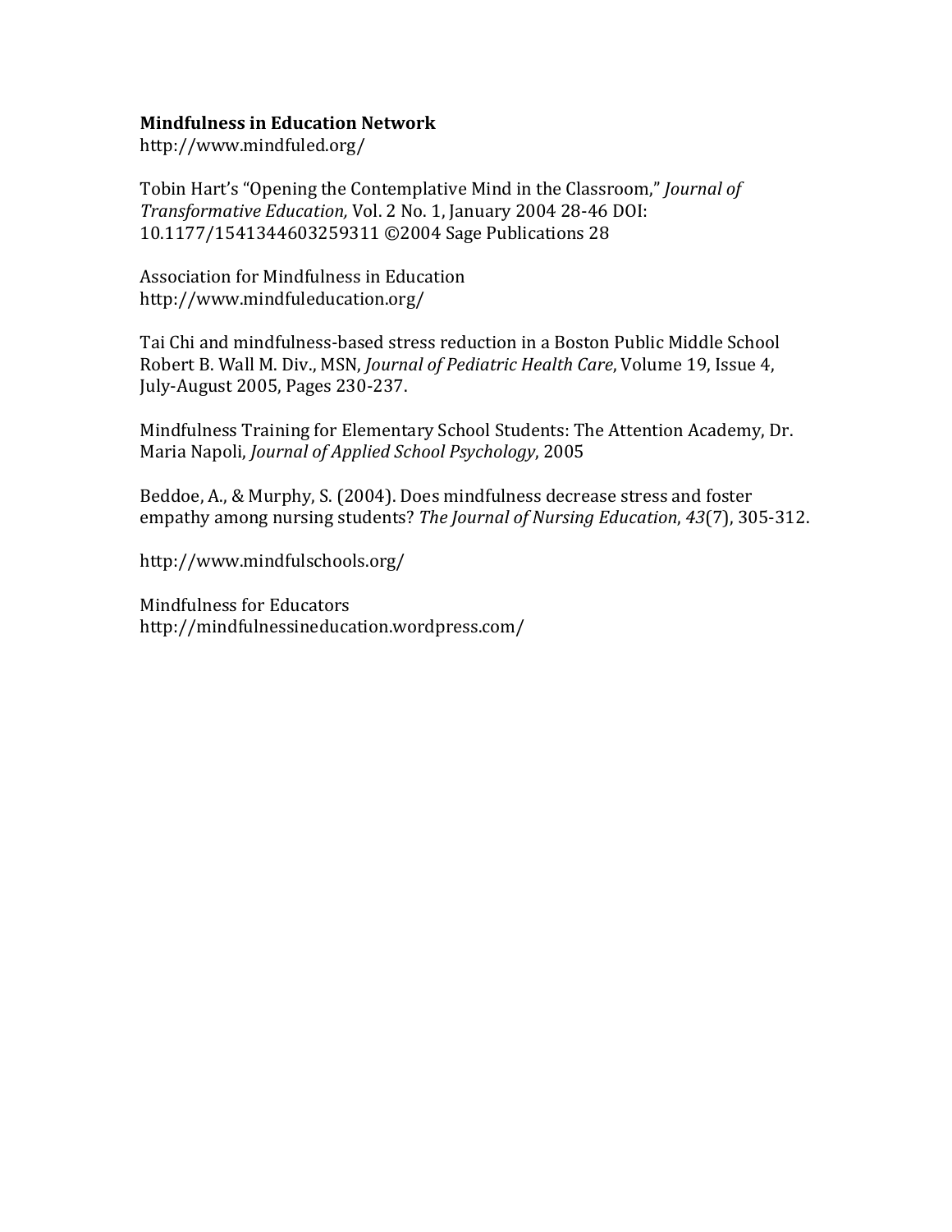**Mindfulness in Education Network**
http://www.mindfuled.org/

Tobin Hart's "Opening the Contemplative Mind in the Classroom," *Journal of Transformative Education,* Vol. 2 No. 1, January 2004 28-46 DOI: 10.1177/1541344603259311 ©2004 Sage Publications 28

Association for Mindfulness in Education
http://www.mindfuleducation.org/

Tai Chi and mindfulness-based stress reduction in a Boston Public Middle School Robert B. Wall M. Div., MSN, *Journal of Pediatric Health Care*, Volume 19, Issue 4, July-August 2005, Pages 230-237.

Mindfulness Training for Elementary School Students: The Attention Academy, Dr. Maria Napoli, *Journal of Applied School Psychology*, 2005

Beddoe, A., & Murphy, S. (2004). Does mindfulness decrease stress and foster empathy among nursing students? *The Journal of Nursing Education*, *43*(7), 305-312.

http://www.mindfulschools.org/

Mindfulness for Educators
http://mindfulnessineducation.wordpress.com/